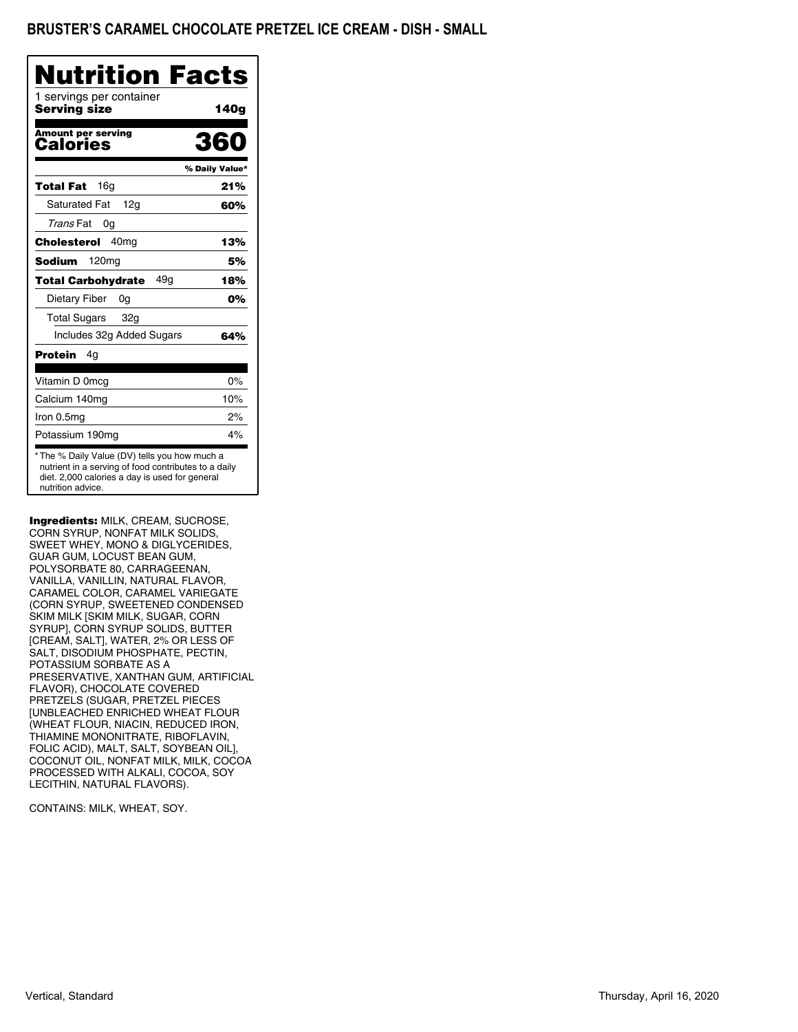# BRUSTER'S CARAMEL CHOCOLATE PRETZEL ICE CREAM - DISH - SMALL

## Nutrition Facts

1 servings per container
**Serving size** **140g**

**Amount per serving**
**Calories** **360**

| | % Daily Value* |
|---|---|
| **Total Fat** 16g | **21%** |
| Saturated Fat 12g | **60%** |
| *Trans* Fat 0g | |
| **Cholesterol** 40mg | **13%** |
| **Sodium** 120mg | **5%** |
| **Total Carbohydrate** 49g | **18%** |
| Dietary Fiber 0g | **0%** |
| Total Sugars 32g | |
| Includes 32g Added Sugars | **64%** |
| **Protein** 4g | |
| Vitamin D 0mcg | 0% |
| Calcium 140mg | 10% |
| Iron 0.5mg | 2% |
| Potassium 190mg | 4% |

* The % Daily Value (DV) tells you how much a nutrient in a serving of food contributes to a daily diet. 2,000 calories a day is used for general nutrition advice.

**Ingredients:** MILK, CREAM, SUCROSE, CORN SYRUP, NONFAT MILK SOLIDS, SWEET WHEY, MONO & DIGLYCERIDES, GUAR GUM, LOCUST BEAN GUM, POLYSORBATE 80, CARRAGEENAN, VANILLA, VANILLIN, NATURAL FLAVOR, CARAMEL COLOR, CARAMEL VARIEGATE (CORN SYRUP, SWEETENED CONDENSED SKIM MILK [SKIM MILK, SUGAR, CORN SYRUP], CORN SYRUP SOLIDS, BUTTER [CREAM, SALT], WATER, 2% OR LESS OF SALT, DISODIUM PHOSPHATE, PECTIN, POTASSIUM SORBATE AS A PRESERVATIVE, XANTHAN GUM, ARTIFICIAL FLAVOR), CHOCOLATE COVERED PRETZELS (SUGAR, PRETZEL PIECES [UNBLEACHED ENRICHED WHEAT FLOUR (WHEAT FLOUR, NIACIN, REDUCED IRON, THIAMINE MONONITRATE, RIBOFLAVIN, FOLIC ACID), MALT, SALT, SOYBEAN OIL], COCONUT OIL, NONFAT MILK, MILK, COCOA PROCESSED WITH ALKALI, COCOA, SOY LECITHIN, NATURAL FLAVORS).

CONTAINS: MILK, WHEAT, SOY.

Vertical, Standard

Thursday, April 16, 2020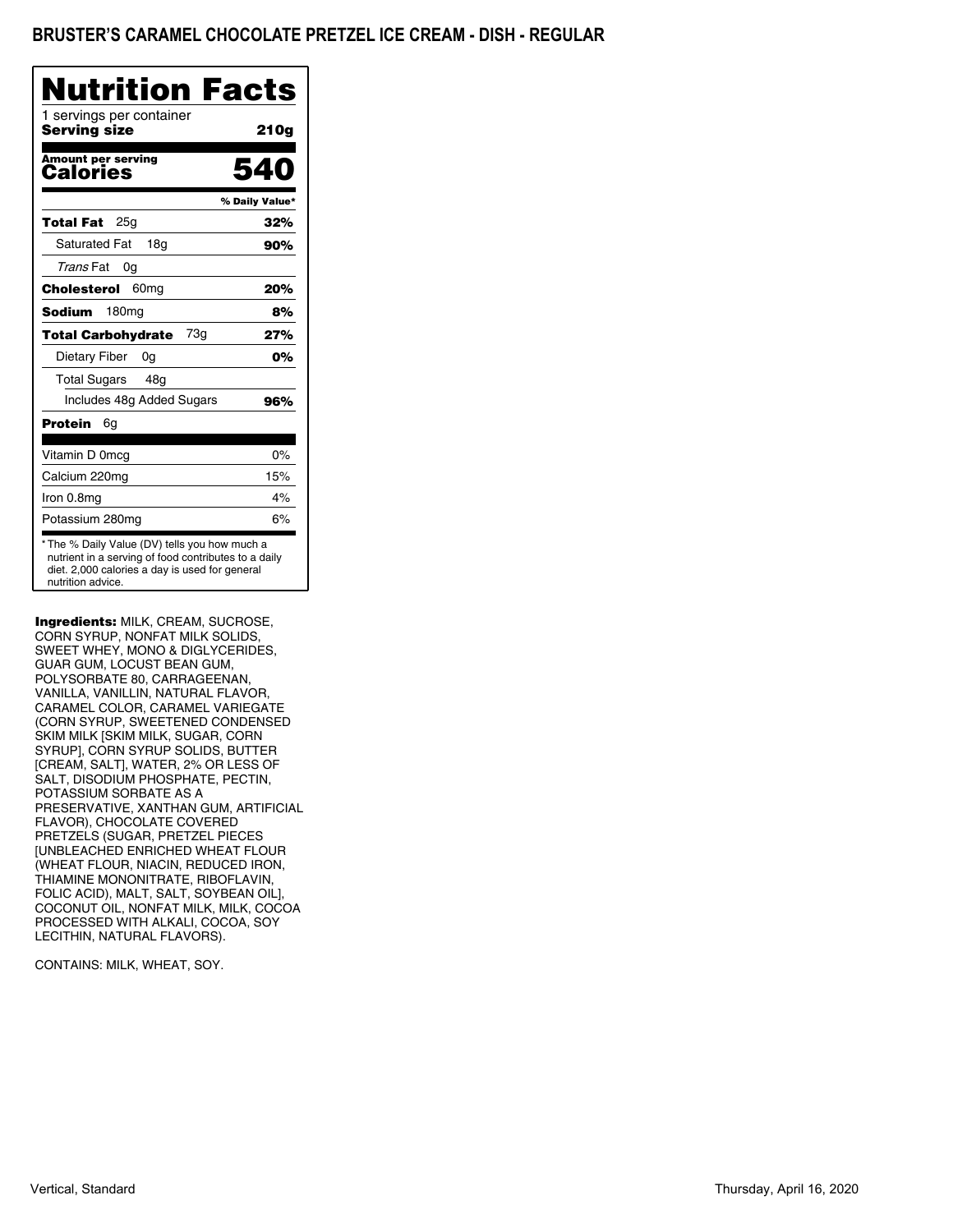# BRUSTER'S CARAMEL CHOCOLATE PRETZEL ICE CREAM - DISH - REGULAR

## Nutrition Facts

1 servings per container
**Serving size** **210g**

**Amount per serving**
**Calories** **540**

| | % Daily Value* |
|---|---|
| **Total Fat** 25g | **32%** |
| Saturated Fat 18g | **90%** |
| *Trans* Fat 0g | |
| **Cholesterol** 60mg | **20%** |
| **Sodium** 180mg | **8%** |
| **Total Carbohydrate** 73g | **27%** |
| Dietary Fiber 0g | **0%** |
| Total Sugars 48g | |
| Includes 48g Added Sugars | **96%** |
| **Protein** 6g | |
| Vitamin D 0mcg | 0% |
| Calcium 220mg | 15% |
| Iron 0.8mg | 4% |
| Potassium 280mg | 6% |

* The % Daily Value (DV) tells you how much a nutrient in a serving of food contributes to a daily diet. 2,000 calories a day is used for general nutrition advice.

**Ingredients:** MILK, CREAM, SUCROSE, CORN SYRUP, NONFAT MILK SOLIDS, SWEET WHEY, MONO & DIGLYCERIDES, GUAR GUM, LOCUST BEAN GUM, POLYSORBATE 80, CARRAGEENAN, VANILLA, VANILLIN, NATURAL FLAVOR, CARAMEL COLOR, CARAMEL VARIEGATE (CORN SYRUP, SWEETENED CONDENSED SKIM MILK [SKIM MILK, SUGAR, CORN SYRUP], CORN SYRUP SOLIDS, BUTTER [CREAM, SALT], WATER, 2% OR LESS OF SALT, DISODIUM PHOSPHATE, PECTIN, POTASSIUM SORBATE AS A PRESERVATIVE, XANTHAN GUM, ARTIFICIAL FLAVOR), CHOCOLATE COVERED PRETZELS (SUGAR, PRETZEL PIECES [UNBLEACHED ENRICHED WHEAT FLOUR (WHEAT FLOUR, NIACIN, REDUCED IRON, THIAMINE MONONITRATE, RIBOFLAVIN, FOLIC ACID), MALT, SALT, SOYBEAN OIL], COCONUT OIL, NONFAT MILK, MILK, COCOA PROCESSED WITH ALKALI, COCOA, SOY LECITHIN, NATURAL FLAVORS).

CONTAINS: MILK, WHEAT, SOY.

Vertical, Standard

Thursday, April 16, 2020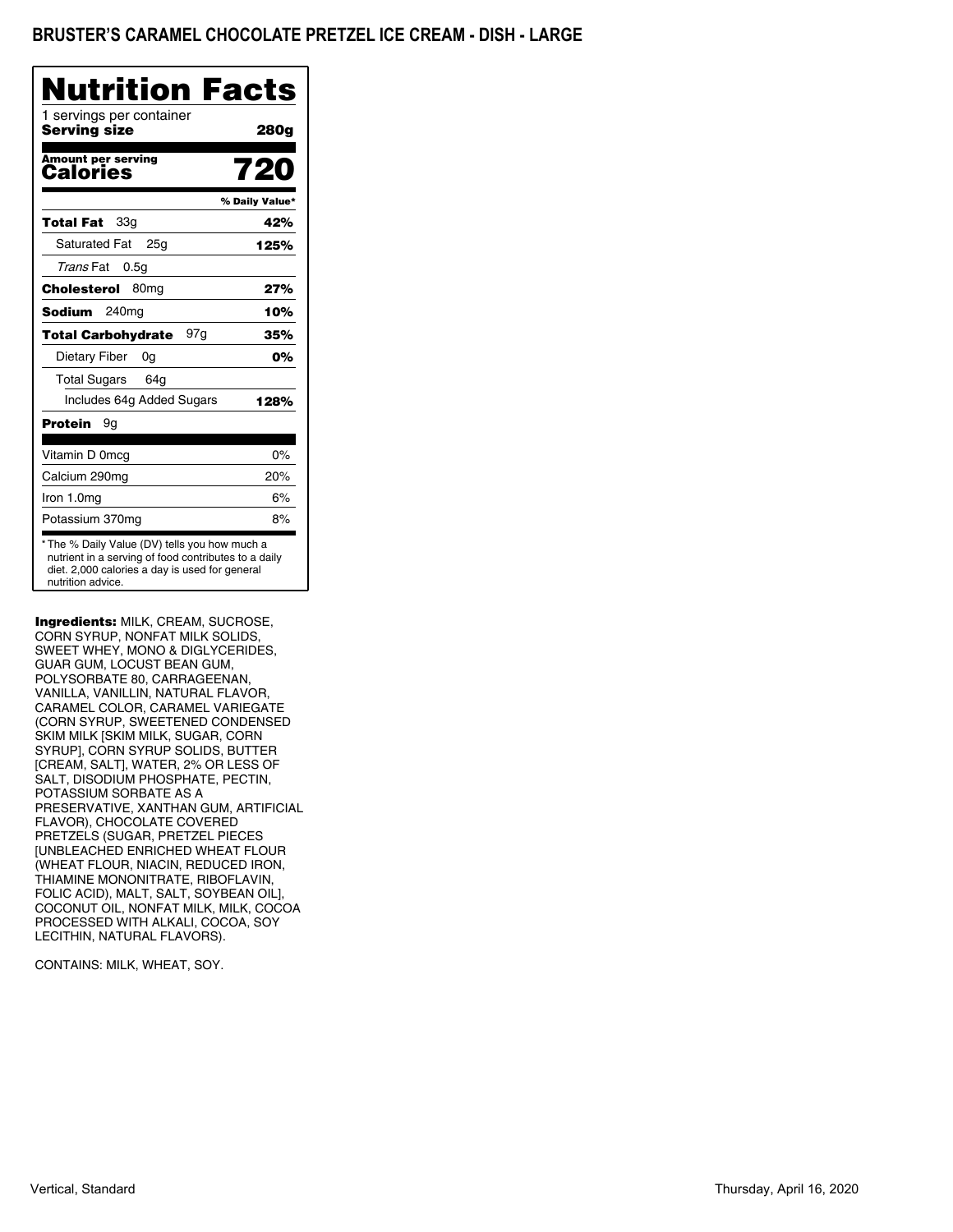# BRUSTER'S CARAMEL CHOCOLATE PRETZEL ICE CREAM - DISH - LARGE

## Nutrition Facts

1 servings per container
**Serving size** **280g**

**Amount per serving**
**Calories** **720**

| | % Daily Value* |
|---|---|
| **Total Fat** 33g | **42%** |
| Saturated Fat 25g | **125%** |
| *Trans* Fat 0.5g | |
| **Cholesterol** 80mg | **27%** |
| **Sodium** 240mg | **10%** |
| **Total Carbohydrate** 97g | **35%** |
| Dietary Fiber 0g | **0%** |
| Total Sugars 64g | |
| Includes 64g Added Sugars | **128%** |
| **Protein** 9g | |
| Vitamin D 0mcg | 0% |
| Calcium 290mg | 20% |
| Iron 1.0mg | 6% |
| Potassium 370mg | 8% |

* The % Daily Value (DV) tells you how much a nutrient in a serving of food contributes to a daily diet. 2,000 calories a day is used for general nutrition advice.

**Ingredients:** MILK, CREAM, SUCROSE, CORN SYRUP, NONFAT MILK SOLIDS, SWEET WHEY, MONO & DIGLYCERIDES, GUAR GUM, LOCUST BEAN GUM, POLYSORBATE 80, CARRAGEENAN, VANILLA, VANILLIN, NATURAL FLAVOR, CARAMEL COLOR, CARAMEL VARIEGATE (CORN SYRUP, SWEETENED CONDENSED SKIM MILK [SKIM MILK, SUGAR, CORN SYRUP], CORN SYRUP SOLIDS, BUTTER [CREAM, SALT], WATER, 2% OR LESS OF SALT, DISODIUM PHOSPHATE, PECTIN, POTASSIUM SORBATE AS A PRESERVATIVE, XANTHAN GUM, ARTIFICIAL FLAVOR), CHOCOLATE COVERED PRETZELS (SUGAR, PRETZEL PIECES [UNBLEACHED ENRICHED WHEAT FLOUR (WHEAT FLOUR, NIACIN, REDUCED IRON, THIAMINE MONONITRATE, RIBOFLAVIN, FOLIC ACID), MALT, SALT, SOYBEAN OIL], COCONUT OIL, NONFAT MILK, MILK, COCOA PROCESSED WITH ALKALI, COCOA, SOY LECITHIN, NATURAL FLAVORS).

CONTAINS: MILK, WHEAT, SOY.

Vertical, Standard

Thursday, April 16, 2020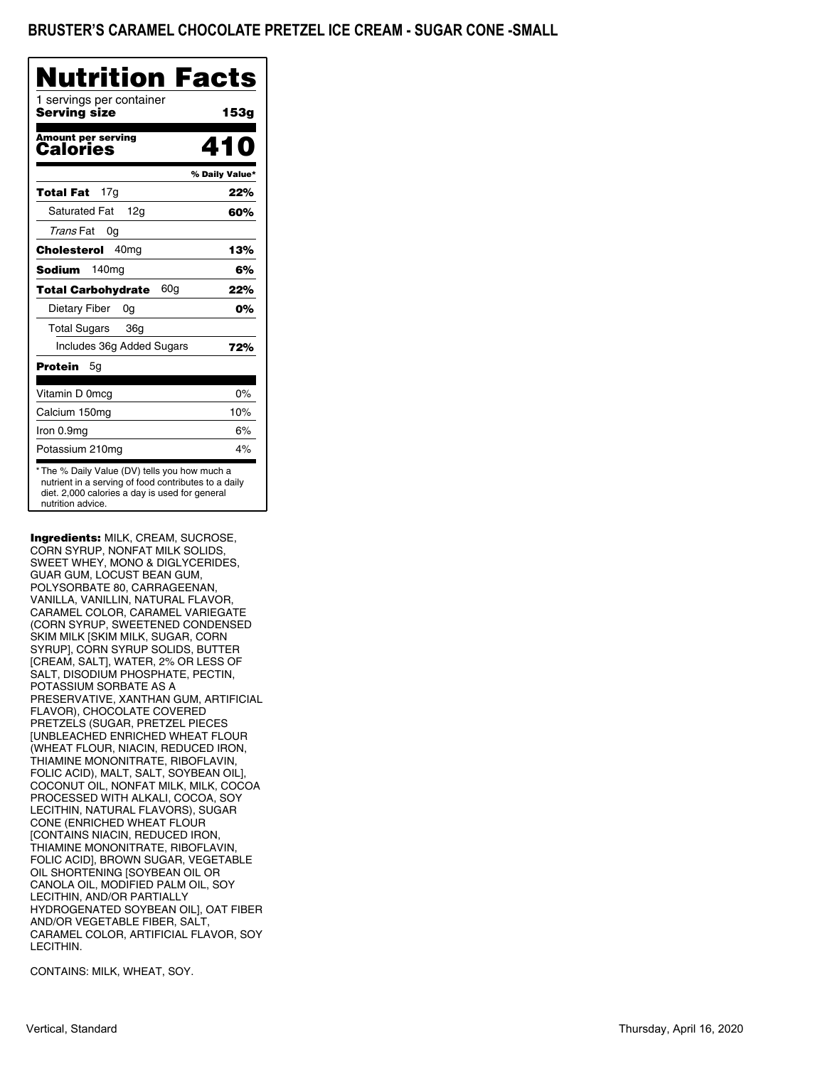# BRUSTER'S CARAMEL CHOCOLATE PRETZEL ICE CREAM - SUGAR CONE -SMALL

## Nutrition Facts

1 servings per container
**Serving size** **153g**

**Amount per serving**
**Calories** **410**

| | % Daily Value* |
|---|---|
| **Total Fat** 17g | **22%** |
| Saturated Fat 12g | **60%** |
| *Trans* Fat 0g | |
| **Cholesterol** 40mg | **13%** |
| **Sodium** 140mg | **6%** |
| **Total Carbohydrate** 60g | **22%** |
| Dietary Fiber 0g | **0%** |
| Total Sugars 36g | |
| Includes 36g Added Sugars | **72%** |
| **Protein** 5g | |
| Vitamin D 0mcg | 0% |
| Calcium 150mg | 10% |
| Iron 0.9mg | 6% |
| Potassium 210mg | 4% |

* The % Daily Value (DV) tells you how much a nutrient in a serving of food contributes to a daily diet. 2,000 calories a day is used for general nutrition advice.

**Ingredients:** MILK, CREAM, SUCROSE, CORN SYRUP, NONFAT MILK SOLIDS, SWEET WHEY, MONO & DIGLYCERIDES, GUAR GUM, LOCUST BEAN GUM, POLYSORBATE 80, CARRAGEENAN, VANILLA, VANILLIN, NATURAL FLAVOR, CARAMEL COLOR, CARAMEL VARIEGATE (CORN SYRUP, SWEETENED CONDENSED SKIM MILK [SKIM MILK, SUGAR, CORN SYRUP], CORN SYRUP SOLIDS, BUTTER [CREAM, SALT], WATER, 2% OR LESS OF SALT, DISODIUM PHOSPHATE, PECTIN, POTASSIUM SORBATE AS A PRESERVATIVE, XANTHAN GUM, ARTIFICIAL FLAVOR), CHOCOLATE COVERED PRETZELS (SUGAR, PRETZEL PIECES [UNBLEACHED ENRICHED WHEAT FLOUR (WHEAT FLOUR, NIACIN, REDUCED IRON, THIAMINE MONONITRATE, RIBOFLAVIN, FOLIC ACID), MALT, SALT, SOYBEAN OIL], COCONUT OIL, NONFAT MILK, MILK, COCOA PROCESSED WITH ALKALI, COCOA, SOY LECITHIN, NATURAL FLAVORS), SUGAR CONE (ENRICHED WHEAT FLOUR [CONTAINS NIACIN, REDUCED IRON, THIAMINE MONONITRATE, RIBOFLAVIN, FOLIC ACID], BROWN SUGAR, VEGETABLE OIL SHORTENING [SOYBEAN OIL OR CANOLA OIL, MODIFIED PALM OIL, SOY LECITHIN, AND/OR PARTIALLY HYDROGENATED SOYBEAN OIL], OAT FIBER AND/OR VEGETABLE FIBER, SALT, CARAMEL COLOR, ARTIFICIAL FLAVOR, SOY LECITHIN.

CONTAINS: MILK, WHEAT, SOY.

Vertical, Standard

Thursday, April 16, 2020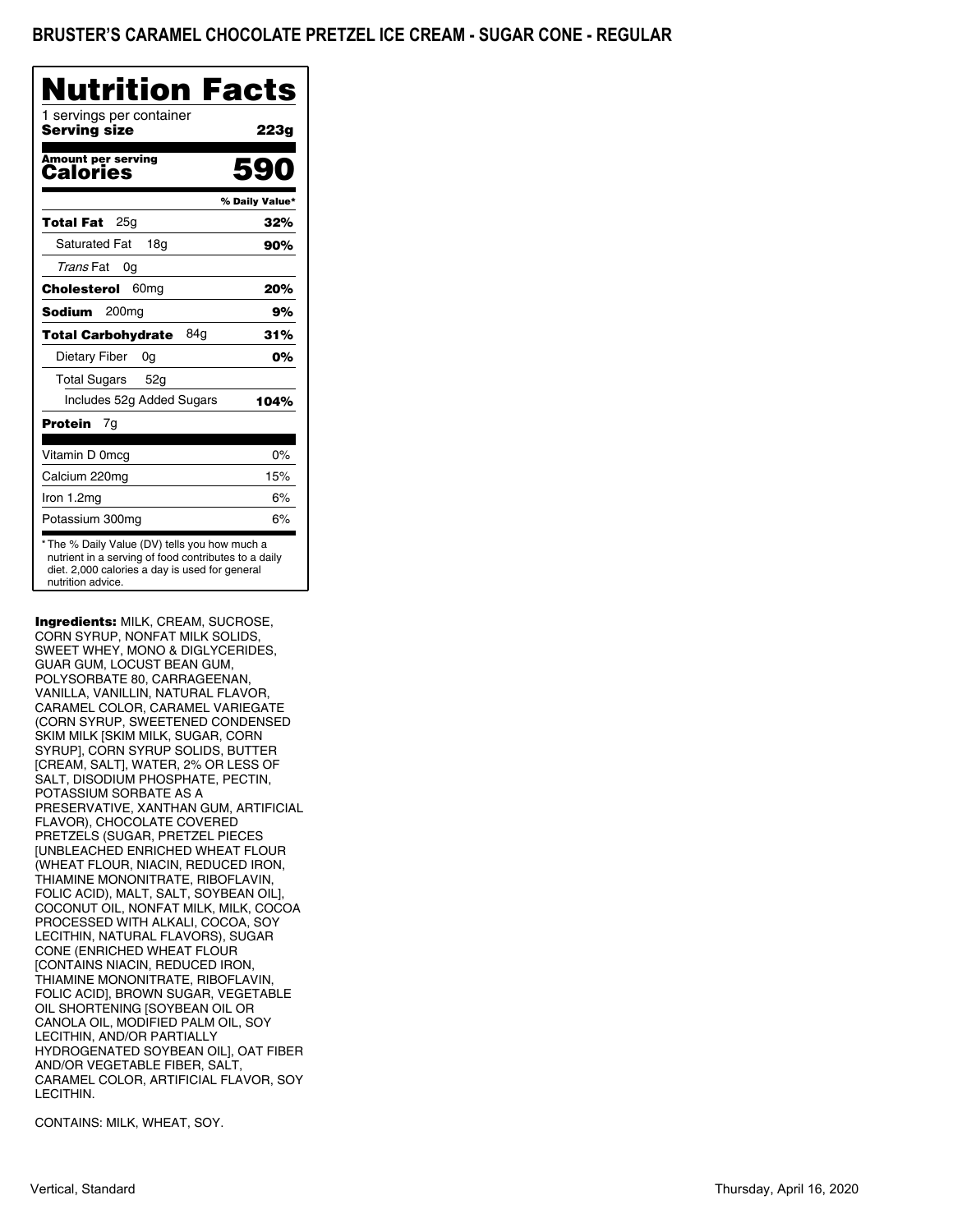# BRUSTER'S CARAMEL CHOCOLATE PRETZEL ICE CREAM - SUGAR CONE - REGULAR

## Nutrition Facts

1 servings per container

**Serving size** **223g**

**Amount per serving**
**Calories** **590**

| | % Daily Value* |
|---|---|
| **Total Fat** 25g | **32%** |
| Saturated Fat 18g | **90%** |
| *Trans* Fat 0g | |
| **Cholesterol** 60mg | **20%** |
| **Sodium** 200mg | **9%** |
| **Total Carbohydrate** 84g | **31%** |
| Dietary Fiber 0g | **0%** |
| Total Sugars 52g | |
| Includes 52g Added Sugars | **104%** |
| **Protein** 7g | |
| Vitamin D 0mcg | 0% |
| Calcium 220mg | 15% |
| Iron 1.2mg | 6% |
| Potassium 300mg | 6% |

* The % Daily Value (DV) tells you how much a nutrient in a serving of food contributes to a daily diet. 2,000 calories a day is used for general nutrition advice.

**Ingredients:** MILK, CREAM, SUCROSE, CORN SYRUP, NONFAT MILK SOLIDS, SWEET WHEY, MONO & DIGLYCERIDES, GUAR GUM, LOCUST BEAN GUM, POLYSORBATE 80, CARRAGEENAN, VANILLA, VANILLIN, NATURAL FLAVOR, CARAMEL COLOR, CARAMEL VARIEGATE (CORN SYRUP, SWEETENED CONDENSED SKIM MILK [SKIM MILK, SUGAR, CORN SYRUP], CORN SYRUP SOLIDS, BUTTER [CREAM, SALT], WATER, 2% OR LESS OF SALT, DISODIUM PHOSPHATE, PECTIN, POTASSIUM SORBATE AS A PRESERVATIVE, XANTHAN GUM, ARTIFICIAL FLAVOR), CHOCOLATE COVERED PRETZELS (SUGAR, PRETZEL PIECES [UNBLEACHED ENRICHED WHEAT FLOUR (WHEAT FLOUR, NIACIN, REDUCED IRON, THIAMINE MONONITRATE, RIBOFLAVIN, FOLIC ACID), MALT, SALT, SOYBEAN OIL], COCONUT OIL, NONFAT MILK, MILK, COCOA PROCESSED WITH ALKALI, COCOA, SOY LECITHIN, NATURAL FLAVORS), SUGAR CONE (ENRICHED WHEAT FLOUR [CONTAINS NIACIN, REDUCED IRON, THIAMINE MONONITRATE, RIBOFLAVIN, FOLIC ACID], BROWN SUGAR, VEGETABLE OIL SHORTENING [SOYBEAN OIL OR CANOLA OIL, MODIFIED PALM OIL, SOY LECITHIN, AND/OR PARTIALLY HYDROGENATED SOYBEAN OIL], OAT FIBER AND/OR VEGETABLE FIBER, SALT, CARAMEL COLOR, ARTIFICIAL FLAVOR, SOY LECITHIN.

CONTAINS: MILK, WHEAT, SOY.

Vertical, Standard

Thursday, April 16, 2020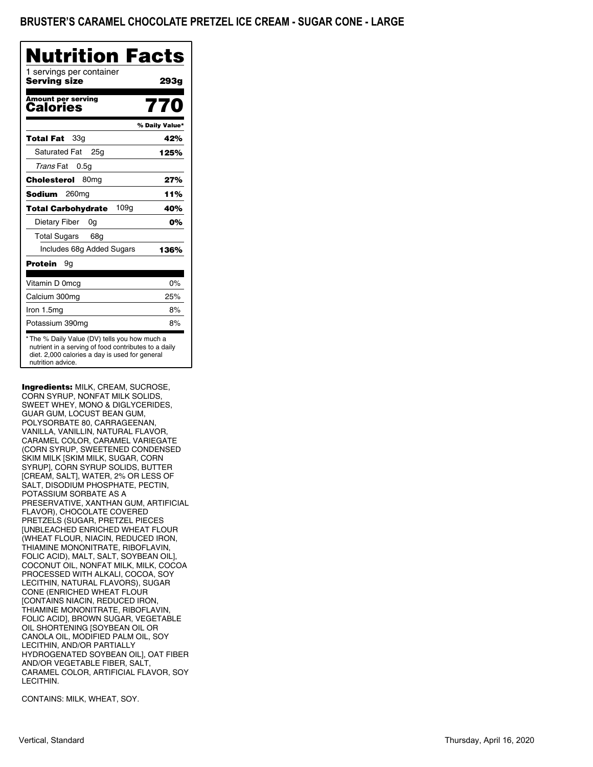# BRUSTER'S CARAMEL CHOCOLATE PRETZEL ICE CREAM - SUGAR CONE - LARGE

## Nutrition Facts

1 servings per container
**Serving size** **293g**

**Amount per serving**
**Calories** **770**

| | % Daily Value* |
|---|---|
| **Total Fat** 33g | **42%** |
| Saturated Fat 25g | **125%** |
| *Trans* Fat 0.5g | |
| **Cholesterol** 80mg | **27%** |
| **Sodium** 260mg | **11%** |
| **Total Carbohydrate** 109g | **40%** |
| Dietary Fiber 0g | **0%** |
| Total Sugars 68g | |
| Includes 68g Added Sugars | **136%** |
| **Protein** 9g | |
| Vitamin D 0mcg | 0% |
| Calcium 300mg | 25% |
| Iron 1.5mg | 8% |
| Potassium 390mg | 8% |

* The % Daily Value (DV) tells you how much a nutrient in a serving of food contributes to a daily diet. 2,000 calories a day is used for general nutrition advice.

**Ingredients:** MILK, CREAM, SUCROSE, CORN SYRUP, NONFAT MILK SOLIDS, SWEET WHEY, MONO & DIGLYCERIDES, GUAR GUM, LOCUST BEAN GUM, POLYSORBATE 80, CARRAGEENAN, VANILLA, VANILLIN, NATURAL FLAVOR, CARAMEL COLOR, CARAMEL VARIEGATE (CORN SYRUP, SWEETENED CONDENSED SKIM MILK [SKIM MILK, SUGAR, CORN SYRUP], CORN SYRUP SOLIDS, BUTTER [CREAM, SALT], WATER, 2% OR LESS OF SALT, DISODIUM PHOSPHATE, PECTIN, POTASSIUM SORBATE AS A PRESERVATIVE, XANTHAN GUM, ARTIFICIAL FLAVOR), CHOCOLATE COVERED PRETZELS (SUGAR, PRETZEL PIECES [UNBLEACHED ENRICHED WHEAT FLOUR (WHEAT FLOUR, NIACIN, REDUCED IRON, THIAMINE MONONITRATE, RIBOFLAVIN, FOLIC ACID), MALT, SALT, SOYBEAN OIL], COCONUT OIL, NONFAT MILK, MILK, COCOA PROCESSED WITH ALKALI, COCOA, SOY LECITHIN, NATURAL FLAVORS), SUGAR CONE (ENRICHED WHEAT FLOUR [CONTAINS NIACIN, REDUCED IRON, THIAMINE MONONITRATE, RIBOFLAVIN, FOLIC ACID], BROWN SUGAR, VEGETABLE OIL SHORTENING [SOYBEAN OIL OR CANOLA OIL, MODIFIED PALM OIL, SOY LECITHIN, AND/OR PARTIALLY HYDROGENATED SOYBEAN OIL], OAT FIBER AND/OR VEGETABLE FIBER, SALT, CARAMEL COLOR, ARTIFICIAL FLAVOR, SOY LECITHIN.

CONTAINS: MILK, WHEAT, SOY.

Vertical, Standard

Thursday, April 16, 2020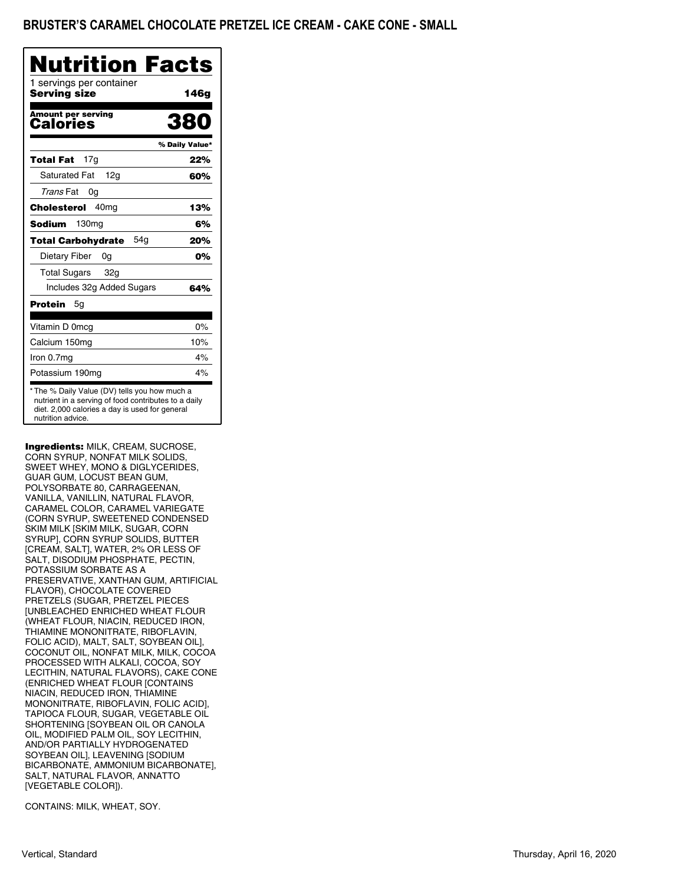# BRUSTER'S CARAMEL CHOCOLATE PRETZEL ICE CREAM - CAKE CONE - SMALL

## Nutrition Facts

1 servings per container

**Serving size** **146g**

**Amount per serving**
**Calories** **380**

| | % Daily Value* |
|---|---|
| **Total Fat** 17g | **22%** |
| Saturated Fat 12g | **60%** |
| *Trans* Fat 0g | |
| **Cholesterol** 40mg | **13%** |
| **Sodium** 130mg | **6%** |
| **Total Carbohydrate** 54g | **20%** |
| Dietary Fiber 0g | **0%** |
| Total Sugars 32g | |
| Includes 32g Added Sugars | **64%** |
| **Protein** 5g | |
| Vitamin D 0mcg | 0% |
| Calcium 150mg | 10% |
| Iron 0.7mg | 4% |
| Potassium 190mg | 4% |

* The % Daily Value (DV) tells you how much a nutrient in a serving of food contributes to a daily diet. 2,000 calories a day is used for general nutrition advice.

**Ingredients:** MILK, CREAM, SUCROSE, CORN SYRUP, NONFAT MILK SOLIDS, SWEET WHEY, MONO & DIGLYCERIDES, GUAR GUM, LOCUST BEAN GUM, POLYSORBATE 80, CARRAGEENAN, VANILLA, VANILLIN, NATURAL FLAVOR, CARAMEL COLOR, CARAMEL VARIEGATE (CORN SYRUP, SWEETENED CONDENSED SKIM MILK [SKIM MILK, SUGAR, CORN SYRUP], CORN SYRUP SOLIDS, BUTTER [CREAM, SALT], WATER, 2% OR LESS OF SALT, DISODIUM PHOSPHATE, PECTIN, POTASSIUM SORBATE AS A PRESERVATIVE, XANTHAN GUM, ARTIFICIAL FLAVOR), CHOCOLATE COVERED PRETZELS (SUGAR, PRETZEL PIECES [UNBLEACHED ENRICHED WHEAT FLOUR (WHEAT FLOUR, NIACIN, REDUCED IRON, THIAMINE MONONITRATE, RIBOFLAVIN, FOLIC ACID), MALT, SALT, SOYBEAN OIL], COCONUT OIL, NONFAT MILK, MILK, COCOA PROCESSED WITH ALKALI, COCOA, SOY LECITHIN, NATURAL FLAVORS), CAKE CONE (ENRICHED WHEAT FLOUR [CONTAINS NIACIN, REDUCED IRON, THIAMINE MONONITRATE, RIBOFLAVIN, FOLIC ACID], TAPIOCA FLOUR, SUGAR, VEGETABLE OIL SHORTENING [SOYBEAN OIL OR CANOLA OIL, MODIFIED PALM OIL, SOY LECITHIN, AND/OR PARTIALLY HYDROGENATED SOYBEAN OIL], LEAVENING [SODIUM BICARBONATE, AMMONIUM BICARBONATE], SALT, NATURAL FLAVOR, ANNATTO [VEGETABLE COLOR]).

CONTAINS: MILK, WHEAT, SOY.

Vertical, Standard

Thursday, April 16, 2020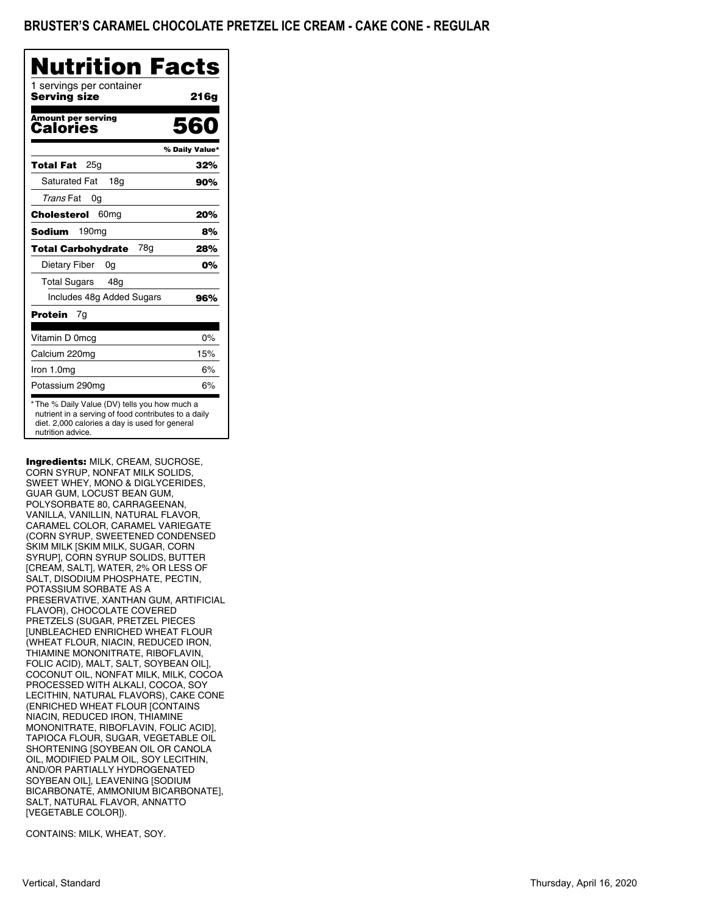## BRUSTER'S CARAMEL CHOCOLATE PRETZEL ICE CREAM - CAKE CONE - REGULAR

# Nutrition Facts

1 servings per container
**Serving size** **216g**

**Amount per serving**
**Calories** **560**

| | % Daily Value* |
|---|---|
| **Total Fat** 25g | **32%** |
| Saturated Fat 18g | **90%** |
| *Trans* Fat 0g | |
| **Cholesterol** 60mg | **20%** |
| **Sodium** 190mg | **8%** |
| **Total Carbohydrate** 78g | **28%** |
| Dietary Fiber 0g | **0%** |
| Total Sugars 48g | |
| Includes 48g Added Sugars | **96%** |
| **Protein** 7g | |
| Vitamin D 0mcg | 0% |
| Calcium 220mg | 15% |
| Iron 1.0mg | 6% |
| Potassium 290mg | 6% |

\* The % Daily Value (DV) tells you how much a nutrient in a serving of food contributes to a daily diet. 2,000 calories a day is used for general nutrition advice.

**Ingredients:** MILK, CREAM, SUCROSE, CORN SYRUP, NONFAT MILK SOLIDS, SWEET WHEY, MONO & DIGLYCERIDES, GUAR GUM, LOCUST BEAN GUM, POLYSORBATE 80, CARRAGEENAN, VANILLA, VANILLIN, NATURAL FLAVOR, CARAMEL COLOR, CARAMEL VARIEGATE (CORN SYRUP, SWEETENED CONDENSED SKIM MILK [SKIM MILK, SUGAR, CORN SYRUP], CORN SYRUP SOLIDS, BUTTER [CREAM, SALT], WATER, 2% OR LESS OF SALT, DISODIUM PHOSPHATE, PECTIN, POTASSIUM SORBATE AS A PRESERVATIVE, XANTHAN GUM, ARTIFICIAL FLAVOR), CHOCOLATE COVERED PRETZELS (SUGAR, PRETZEL PIECES [UNBLEACHED ENRICHED WHEAT FLOUR (WHEAT FLOUR, NIACIN, REDUCED IRON, THIAMINE MONONITRATE, RIBOFLAVIN, FOLIC ACID), MALT, SALT, SOYBEAN OIL], COCONUT OIL, NONFAT MILK, MILK, COCOA PROCESSED WITH ALKALI, COCOA, SOY LECITHIN, NATURAL FLAVORS), CAKE CONE (ENRICHED WHEAT FLOUR [CONTAINS NIACIN, REDUCED IRON, THIAMINE MONONITRATE, RIBOFLAVIN, FOLIC ACID], TAPIOCA FLOUR, SUGAR, VEGETABLE OIL SHORTENING [SOYBEAN OIL OR CANOLA OIL, MODIFIED PALM OIL, SOY LECITHIN, AND/OR PARTIALLY HYDROGENATED SOYBEAN OIL], LEAVENING [SODIUM BICARBONATE, AMMONIUM BICARBONATE], SALT, NATURAL FLAVOR, ANNATTO [VEGETABLE COLOR]).

CONTAINS: MILK, WHEAT, SOY.

Vertical, Standard

Thursday, April 16, 2020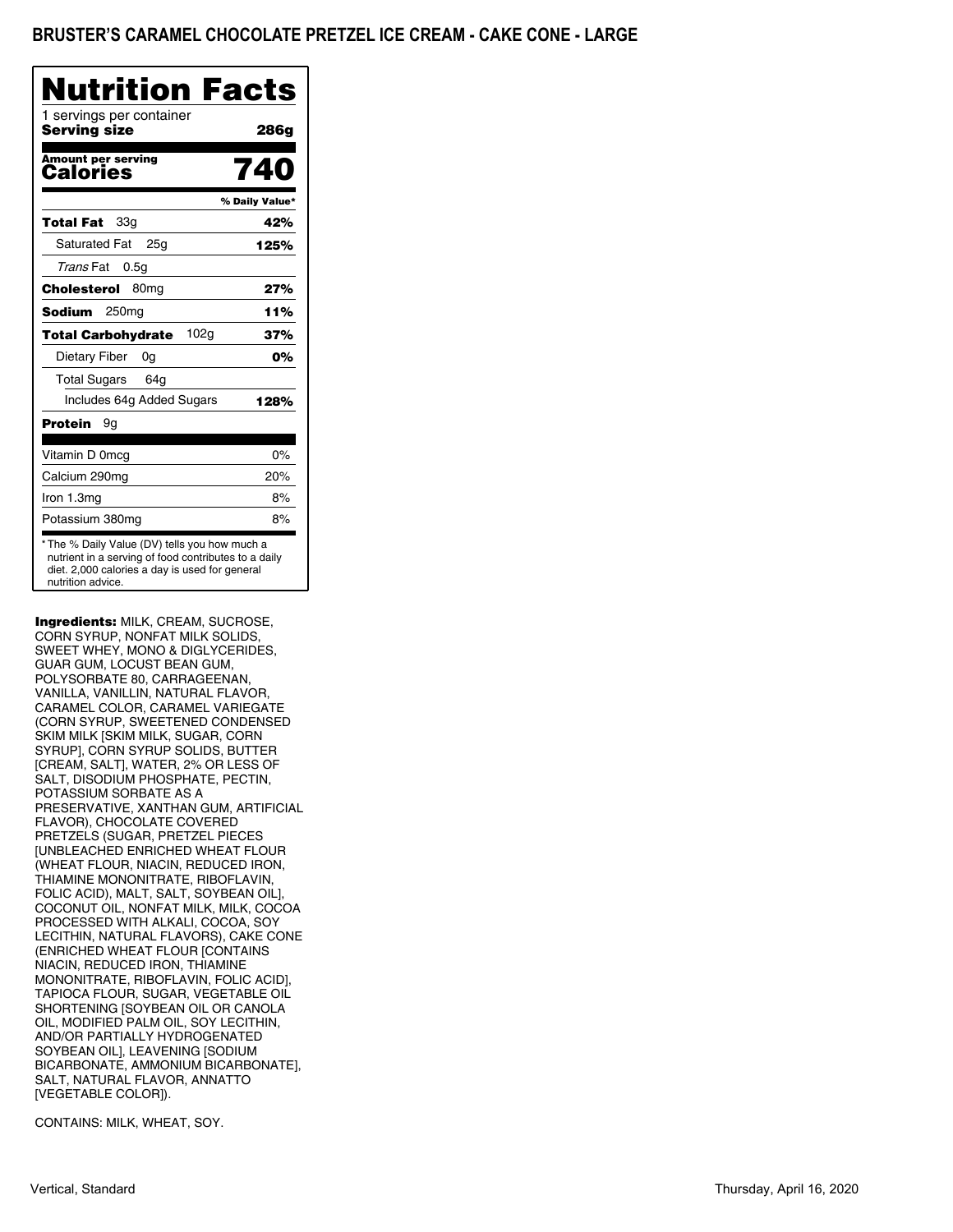# BRUSTER'S CARAMEL CHOCOLATE PRETZEL ICE CREAM - CAKE CONE - LARGE

## Nutrition Facts

1 servings per container

**Serving size** **286g**

| **Amount per serving** | |
|---|---|
| **Calories** | **740** |
| | **% Daily Value*** |
| **Total Fat** 33g | **42%** |
| Saturated Fat 25g | **125%** |
| *Trans* Fat 0.5g | |
| **Cholesterol** 80mg | **27%** |
| **Sodium** 250mg | **11%** |
| **Total Carbohydrate** 102g | **37%** |
| Dietary Fiber 0g | **0%** |
| Total Sugars 64g | |
| Includes 64g Added Sugars | **128%** |
| **Protein** 9g | |
| Vitamin D 0mcg | 0% |
| Calcium 290mg | 20% |
| Iron 1.3mg | 8% |
| Potassium 380mg | 8% |

* The % Daily Value (DV) tells you how much a nutrient in a serving of food contributes to a daily diet. 2,000 calories a day is used for general nutrition advice.

**Ingredients:** MILK, CREAM, SUCROSE, CORN SYRUP, NONFAT MILK SOLIDS, SWEET WHEY, MONO & DIGLYCERIDES, GUAR GUM, LOCUST BEAN GUM, POLYSORBATE 80, CARRAGEENAN, VANILLA, VANILLIN, NATURAL FLAVOR, CARAMEL COLOR, CARAMEL VARIEGATE (CORN SYRUP, SWEETENED CONDENSED SKIM MILK [SKIM MILK, SUGAR, CORN SYRUP], CORN SYRUP SOLIDS, BUTTER [CREAM, SALT], WATER, 2% OR LESS OF SALT, DISODIUM PHOSPHATE, PECTIN, POTASSIUM SORBATE AS A PRESERVATIVE, XANTHAN GUM, ARTIFICIAL FLAVOR), CHOCOLATE COVERED PRETZELS (SUGAR, PRETZEL PIECES [UNBLEACHED ENRICHED WHEAT FLOUR (WHEAT FLOUR, NIACIN, REDUCED IRON, THIAMINE MONONITRATE, RIBOFLAVIN, FOLIC ACID), MALT, SALT, SOYBEAN OIL], COCONUT OIL, NONFAT MILK, MILK, COCOA PROCESSED WITH ALKALI, COCOA, SOY LECITHIN, NATURAL FLAVORS), CAKE CONE (ENRICHED WHEAT FLOUR [CONTAINS NIACIN, REDUCED IRON, THIAMINE MONONITRATE, RIBOFLAVIN, FOLIC ACID], TAPIOCA FLOUR, SUGAR, VEGETABLE OIL SHORTENING [SOYBEAN OIL OR CANOLA OIL, MODIFIED PALM OIL, SOY LECITHIN, AND/OR PARTIALLY HYDROGENATED SOYBEAN OIL], LEAVENING [SODIUM BICARBONATE, AMMONIUM BICARBONATE], SALT, NATURAL FLAVOR, ANNATTO [VEGETABLE COLOR]).

CONTAINS: MILK, WHEAT, SOY.

Vertical, Standard

Thursday, April 16, 2020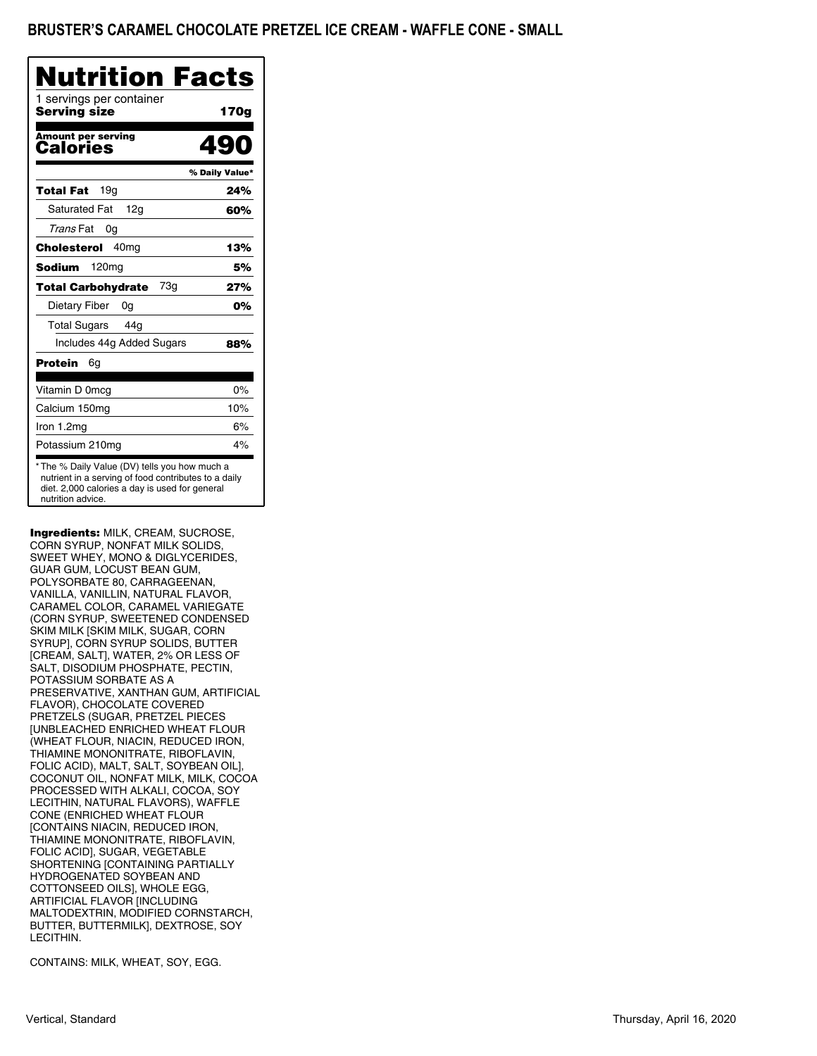# BRUSTER'S CARAMEL CHOCOLATE PRETZEL ICE CREAM - WAFFLE CONE - SMALL

## Nutrition Facts

1 servings per container

**Serving size** **170g**

**Amount per serving**
**Calories** **490**

| | % Daily Value* |
|---|---|
| **Total Fat** 19g | **24%** |
| Saturated Fat 12g | **60%** |
| *Trans* Fat 0g | |
| **Cholesterol** 40mg | **13%** |
| **Sodium** 120mg | **5%** |
| **Total Carbohydrate** 73g | **27%** |
| Dietary Fiber 0g | **0%** |
| Total Sugars 44g | |
| Includes 44g Added Sugars | **88%** |
| **Protein** 6g | |
| Vitamin D 0mcg | 0% |
| Calcium 150mg | 10% |
| Iron 1.2mg | 6% |
| Potassium 210mg | 4% |

\* The % Daily Value (DV) tells you how much a nutrient in a serving of food contributes to a daily diet. 2,000 calories a day is used for general nutrition advice.

**Ingredients:** MILK, CREAM, SUCROSE, CORN SYRUP, NONFAT MILK SOLIDS, SWEET WHEY, MONO & DIGLYCERIDES, GUAR GUM, LOCUST BEAN GUM, POLYSORBATE 80, CARRAGEENAN, VANILLA, VANILLIN, NATURAL FLAVOR, CARAMEL COLOR, CARAMEL VARIEGATE (CORN SYRUP, SWEETENED CONDENSED SKIM MILK [SKIM MILK, SUGAR, CORN SYRUP], CORN SYRUP SOLIDS, BUTTER [CREAM, SALT], WATER, 2% OR LESS OF SALT, DISODIUM PHOSPHATE, PECTIN, POTASSIUM SORBATE AS A PRESERVATIVE, XANTHAN GUM, ARTIFICIAL FLAVOR), CHOCOLATE COVERED PRETZELS (SUGAR, PRETZEL PIECES [UNBLEACHED ENRICHED WHEAT FLOUR (WHEAT FLOUR, NIACIN, REDUCED IRON, THIAMINE MONONITRATE, RIBOFLAVIN, FOLIC ACID), MALT, SALT, SOYBEAN OIL], COCONUT OIL, NONFAT MILK, MILK, COCOA PROCESSED WITH ALKALI, COCOA, SOY LECITHIN, NATURAL FLAVORS), WAFFLE CONE (ENRICHED WHEAT FLOUR [CONTAINS NIACIN, REDUCED IRON, THIAMINE MONONITRATE, RIBOFLAVIN, FOLIC ACID], SUGAR, VEGETABLE SHORTENING [CONTAINING PARTIALLY HYDROGENATED SOYBEAN AND COTTONSEED OILS], WHOLE EGG, ARTIFICIAL FLAVOR [INCLUDING MALTODEXTRIN, MODIFIED CORNSTARCH, BUTTER, BUTTERMILK], DEXTROSE, SOY LECITHIN.

CONTAINS: MILK, WHEAT, SOY, EGG.

Vertical, Standard

Thursday, April 16, 2020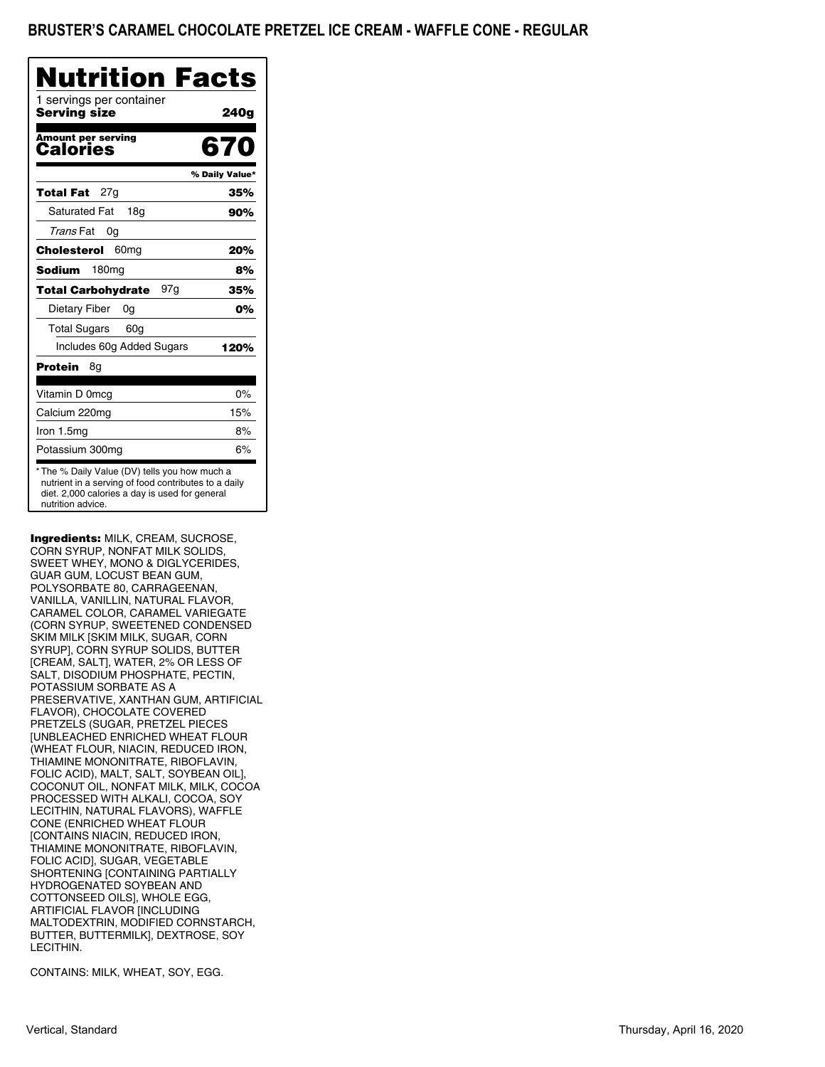# BRUSTER'S CARAMEL CHOCOLATE PRETZEL ICE CREAM - WAFFLE CONE - REGULAR

## Nutrition Facts

1 servings per container
**Serving size** **240g**

**Amount per serving**
**Calories** **670**

| | % Daily Value* |
|---|---|
| **Total Fat** 27g | **35%** |
| Saturated Fat 18g | **90%** |
| *Trans* Fat 0g | |
| **Cholesterol** 60mg | **20%** |
| **Sodium** 180mg | **8%** |
| **Total Carbohydrate** 97g | **35%** |
| Dietary Fiber 0g | **0%** |
| Total Sugars 60g | |
| Includes 60g Added Sugars | **120%** |
| **Protein** 8g | |
| Vitamin D 0mcg | 0% |
| Calcium 220mg | 15% |
| Iron 1.5mg | 8% |
| Potassium 300mg | 6% |

* The % Daily Value (DV) tells you how much a nutrient in a serving of food contributes to a daily diet. 2,000 calories a day is used for general nutrition advice.

**Ingredients:** MILK, CREAM, SUCROSE, CORN SYRUP, NONFAT MILK SOLIDS, SWEET WHEY, MONO & DIGLYCERIDES, GUAR GUM, LOCUST BEAN GUM, POLYSORBATE 80, CARRAGEENAN, VANILLA, VANILLIN, NATURAL FLAVOR, CARAMEL COLOR, CARAMEL VARIEGATE (CORN SYRUP, SWEETENED CONDENSED SKIM MILK [SKIM MILK, SUGAR, CORN SYRUP], CORN SYRUP SOLIDS, BUTTER [CREAM, SALT], WATER, 2% OR LESS OF SALT, DISODIUM PHOSPHATE, PECTIN, POTASSIUM SORBATE AS A PRESERVATIVE, XANTHAN GUM, ARTIFICIAL FLAVOR), CHOCOLATE COVERED PRETZELS (SUGAR, PRETZEL PIECES [UNBLEACHED ENRICHED WHEAT FLOUR (WHEAT FLOUR, NIACIN, REDUCED IRON, THIAMINE MONONITRATE, RIBOFLAVIN, FOLIC ACID), MALT, SALT, SOYBEAN OIL], COCONUT OIL, NONFAT MILK, MILK, COCOA PROCESSED WITH ALKALI, COCOA, SOY LECITHIN, NATURAL FLAVORS), WAFFLE CONE (ENRICHED WHEAT FLOUR [CONTAINS NIACIN, REDUCED IRON, THIAMINE MONONITRATE, RIBOFLAVIN, FOLIC ACID], SUGAR, VEGETABLE SHORTENING [CONTAINING PARTIALLY HYDROGENATED SOYBEAN AND COTTONSEED OILS], WHOLE EGG, ARTIFICIAL FLAVOR [INCLUDING MALTODEXTRIN, MODIFIED CORNSTARCH, BUTTER, BUTTERMILK], DEXTROSE, SOY LECITHIN.

CONTAINS: MILK, WHEAT, SOY, EGG.

Vertical, Standard

Thursday, April 16, 2020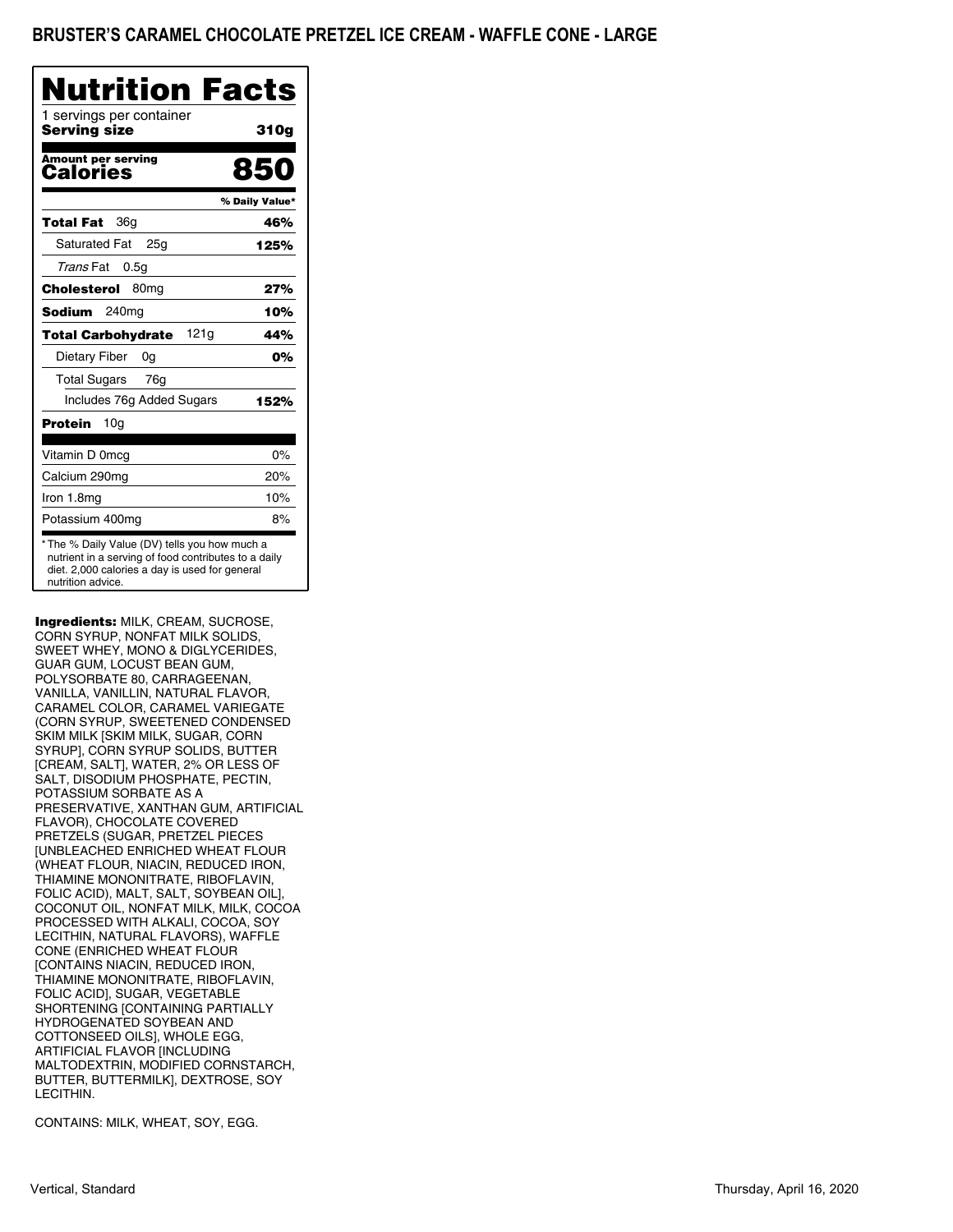# BRUSTER'S CARAMEL CHOCOLATE PRETZEL ICE CREAM - WAFFLE CONE - LARGE

## Nutrition Facts

1 servings per container

**Serving size** **310g**

**Amount per serving**
**Calories** **850**

| | % Daily Value* |
|---|---|
| **Total Fat** 36g | **46%** |
| Saturated Fat 25g | **125%** |
| *Trans* Fat 0.5g | |
| **Cholesterol** 80mg | **27%** |
| **Sodium** 240mg | **10%** |
| **Total Carbohydrate** 121g | **44%** |
| Dietary Fiber 0g | **0%** |
| Total Sugars 76g | |
| Includes 76g Added Sugars | **152%** |
| **Protein** 10g | |
| Vitamin D 0mcg | 0% |
| Calcium 290mg | 20% |
| Iron 1.8mg | 10% |
| Potassium 400mg | 8% |

* The % Daily Value (DV) tells you how much a nutrient in a serving of food contributes to a daily diet. 2,000 calories a day is used for general nutrition advice.

**Ingredients:** MILK, CREAM, SUCROSE, CORN SYRUP, NONFAT MILK SOLIDS, SWEET WHEY, MONO & DIGLYCERIDES, GUAR GUM, LOCUST BEAN GUM, POLYSORBATE 80, CARRAGEENAN, VANILLA, VANILLIN, NATURAL FLAVOR, CARAMEL COLOR, CARAMEL VARIEGATE (CORN SYRUP, SWEETENED CONDENSED SKIM MILK [SKIM MILK, SUGAR, CORN SYRUP], CORN SYRUP SOLIDS, BUTTER [CREAM, SALT], WATER, 2% OR LESS OF SALT, DISODIUM PHOSPHATE, PECTIN, POTASSIUM SORBATE AS A PRESERVATIVE, XANTHAN GUM, ARTIFICIAL FLAVOR), CHOCOLATE COVERED PRETZELS (SUGAR, PRETZEL PIECES [UNBLEACHED ENRICHED WHEAT FLOUR (WHEAT FLOUR, NIACIN, REDUCED IRON, THIAMINE MONONITRATE, RIBOFLAVIN, FOLIC ACID), MALT, SALT, SOYBEAN OIL], COCONUT OIL, NONFAT MILK, MILK, COCOA PROCESSED WITH ALKALI, COCOA, SOY LECITHIN, NATURAL FLAVORS), WAFFLE CONE (ENRICHED WHEAT FLOUR [CONTAINS NIACIN, REDUCED IRON, THIAMINE MONONITRATE, RIBOFLAVIN, FOLIC ACID], SUGAR, VEGETABLE SHORTENING [CONTAINING PARTIALLY HYDROGENATED SOYBEAN AND COTTONSEED OILS], WHOLE EGG, ARTIFICIAL FLAVOR [INCLUDING MALTODEXTRIN, MODIFIED CORNSTARCH, BUTTER, BUTTERMILK], DEXTROSE, SOY LECITHIN.

CONTAINS: MILK, WHEAT, SOY, EGG.